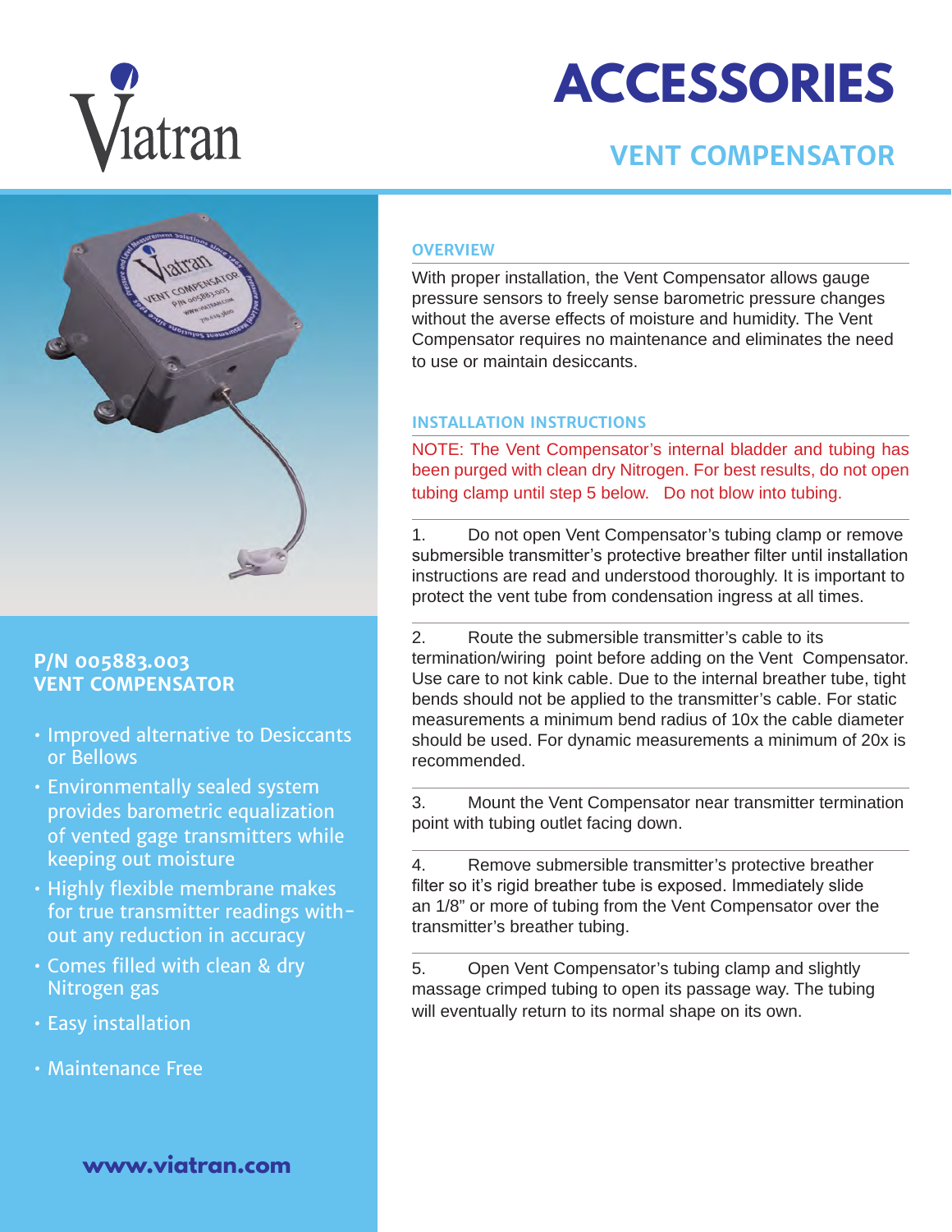Viatran

# ACCESSORIES

## VENT COMPENSATOR

### P/N 005883.003
### VENT COMPENSATOR

- Improved alternative to Desiccants or Bellows
- Environmentally sealed system provides barometric equalization of vented gage transmitters while keeping out moisture
- Highly flexible membrane makes for true transmitter readings without any reduction in accuracy
- Comes filled with clean & dry Nitrogen gas
- Easy installation
- Maintenance Free

**www.viatran.com**

### OVERVIEW

With proper installation, the Vent Compensator allows gauge pressure sensors to freely sense barometric pressure changes without the averse effects of moisture and humidity. The Vent Compensator requires no maintenance and eliminates the need to use or maintain desiccants.

### INSTALLATION INSTRUCTIONS

NOTE: The Vent Compensator's internal bladder and tubing has been purged with clean dry Nitrogen. For best results, do not open tubing clamp until step 5 below. Do not blow into tubing.

1. Do not open Vent Compensator's tubing clamp or remove submersible transmitter's protective breather filter until installation instructions are read and understood thoroughly. It is important to protect the vent tube from condensation ingress at all times.

2. Route the submersible transmitter's cable to its termination/wiring point before adding on the Vent Compensator. Use care to not kink cable. Due to the internal breather tube, tight bends should not be applied to the transmitter's cable. For static measurements a minimum bend radius of 10x the cable diameter should be used. For dynamic measurements a minimum of 20x is recommended.

3. Mount the Vent Compensator near transmitter termination point with tubing outlet facing down.

4. Remove submersible transmitter's protective breather filter so it's rigid breather tube is exposed. Immediately slide an 1/8" or more of tubing from the Vent Compensator over the transmitter's breather tubing.

5. Open Vent Compensator's tubing clamp and slightly massage crimped tubing to open its passage way. The tubing will eventually return to its normal shape on its own.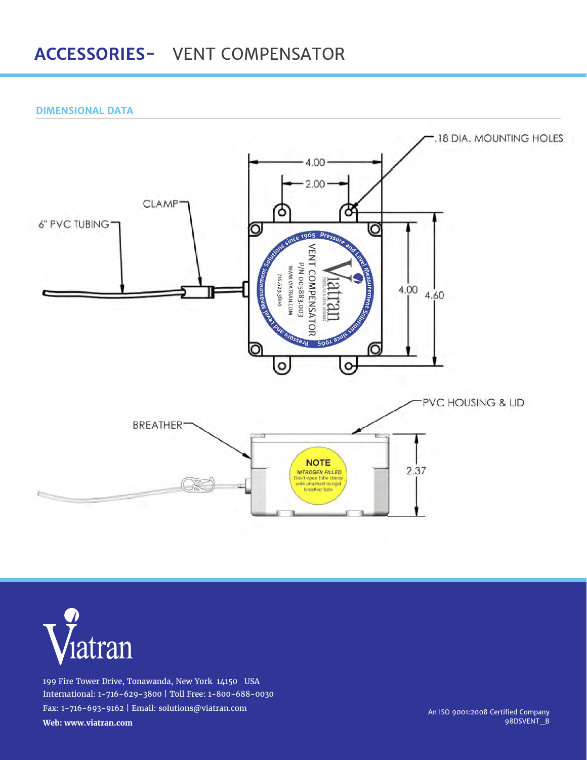# ACCESSORIES- VENT COMPENSATOR

## DIMENSIONAL DATA

.18 DIA. MOUNTING HOLES

4.00

2.00

CLAMP

6" PVC TUBING

VENT COMPENSATOR
P/N 005883.003
WWW.VIATRAN.COM
716-629-3800

Pressure and Level Measurement Solutions since 1965

4.00

4.60

PVC HOUSING & LID

BREATHER

NOTE
NITROGEN FILLED
Don't open tube clamp until attached to rigid breather tube

2.37

199 Fire Tower Drive, Tonawanda, New York 14150 USA
International: 1-716-629-3800 | Toll Free: 1-800-688-0030
Fax: 1-716-693-9162 | Email: solutions@viatran.com
**Web: www.viatran.com**

An ISO 9001:2008 Certified Company
98DSVENT_B